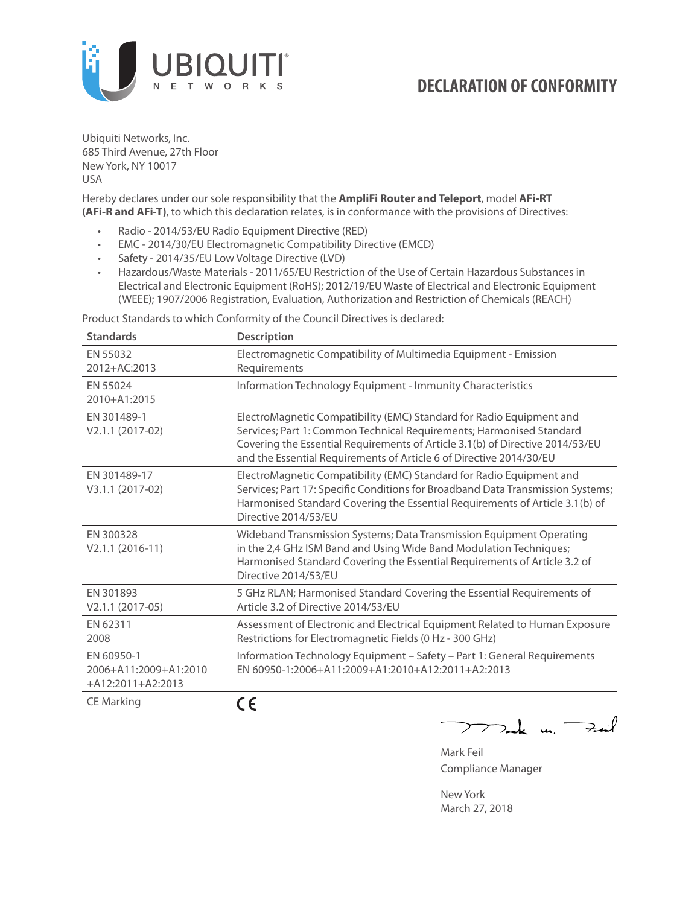UBIQUITI NETWORKS

# DECLARATION OF CONFORMITY

Ubiquiti Networks, Inc.
685 Third Avenue, 27th Floor
New York, NY 10017
USA

Hereby declares under our sole responsibility that the **AmpliFi Router and Teleport**, model **AFi-RT (AFi-R and AFi-T)**, to which this declaration relates, is in conformance with the provisions of Directives:

- Radio - 2014/53/EU Radio Equipment Directive (RED)
- EMC - 2014/30/EU Electromagnetic Compatibility Directive (EMCD)
- Safety - 2014/35/EU Low Voltage Directive (LVD)
- Hazardous/Waste Materials - 2011/65/EU Restriction of the Use of Certain Hazardous Substances in Electrical and Electronic Equipment (RoHS); 2012/19/EU Waste of Electrical and Electronic Equipment (WEEE); 1907/2006 Registration, Evaluation, Authorization and Restriction of Chemicals (REACH)

Product Standards to which Conformity of the Council Directives is declared:

| Standards | Description |
|---|---|
| EN 55032 2012+AC:2013 | Electromagnetic Compatibility of Multimedia Equipment - Emission Requirements |
| EN 55024 2010+A1:2015 | Information Technology Equipment - Immunity Characteristics |
| EN 301489-1 V2.1.1 (2017-02) | ElectroMagnetic Compatibility (EMC) Standard for Radio Equipment and Services; Part 1: Common Technical Requirements; Harmonised Standard Covering the Essential Requirements of Article 3.1(b) of Directive 2014/53/EU and the Essential Requirements of Article 6 of Directive 2014/30/EU |
| EN 301489-17 V3.1.1 (2017-02) | ElectroMagnetic Compatibility (EMC) Standard for Radio Equipment and Services; Part 17: Specific Conditions for Broadband Data Transmission Systems; Harmonised Standard Covering the Essential Requirements of Article 3.1(b) of Directive 2014/53/EU |
| EN 300328 V2.1.1 (2016-11) | Wideband Transmission Systems; Data Transmission Equipment Operating in the 2,4 GHz ISM Band and Using Wide Band Modulation Techniques; Harmonised Standard Covering the Essential Requirements of Article 3.2 of Directive 2014/53/EU |
| EN 301893 V2.1.1 (2017-05) | 5 GHz RLAN; Harmonised Standard Covering the Essential Requirements of Article 3.2 of Directive 2014/53/EU |
| EN 62311 2008 | Assessment of Electronic and Electrical Equipment Related to Human Exposure Restrictions for Electromagnetic Fields (0 Hz - 300 GHz) |
| EN 60950-1 2006+A11:2009+A1:2010 +A12:2011+A2:2013 | Information Technology Equipment – Safety – Part 1: General Requirements EN 60950-1:2006+A11:2009+A1:2010+A12:2011+A2:2013 |
| CE Marking | CE |

Mark Feil
Compliance Manager

New York
March 27, 2018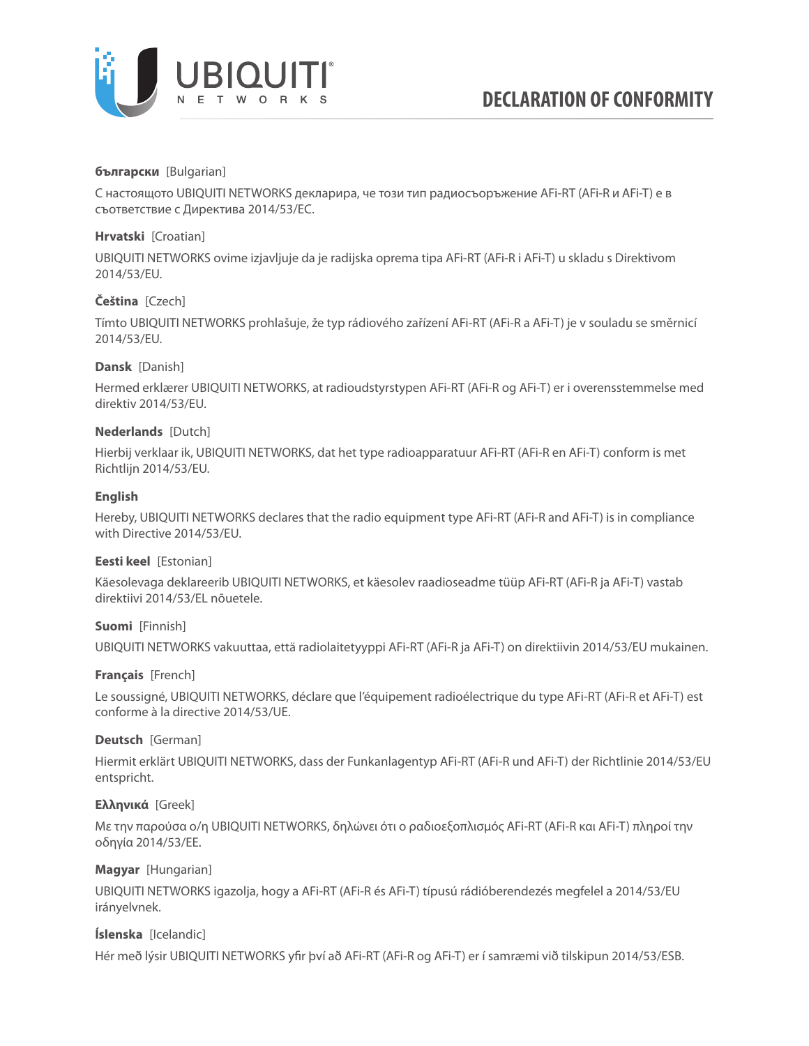# DECLARATION OF CONFORMITY

**български** [Bulgarian]

С настоящото UBIQUITI NETWORKS декларира, че този тип радиосъоръжение AFi-RT (AFi-R и AFi-T) е в съответствие с Директива 2014/53/ЕС.

**Hrvatski** [Croatian]

UBIQUITI NETWORKS ovime izjavljuje da je radijska oprema tipa AFi-RT (AFi-R i AFi-T) u skladu s Direktivom 2014/53/EU.

**Čeština** [Czech]

Tímto UBIQUITI NETWORKS prohlašuje, že typ rádiového zařízení AFi-RT (AFi-R a AFi-T) je v souladu se směrnicí 2014/53/EU.

**Dansk** [Danish]

Hermed erklærer UBIQUITI NETWORKS, at radioudstyrstypen AFi-RT (AFi-R og AFi-T) er i overensstemmelse med direktiv 2014/53/EU.

**Nederlands** [Dutch]

Hierbij verklaar ik, UBIQUITI NETWORKS, dat het type radioapparatuur AFi-RT (AFi-R en AFi-T) conform is met Richtlijn 2014/53/EU.

**English**

Hereby, UBIQUITI NETWORKS declares that the radio equipment type AFi-RT (AFi-R and AFi-T) is in compliance with Directive 2014/53/EU.

**Eesti keel** [Estonian]

Käesolevaga deklareerib UBIQUITI NETWORKS, et käesolev raadioseadme tüüp AFi-RT (AFi-R ja AFi-T) vastab direktiivi 2014/53/EL nõuetele.

**Suomi** [Finnish]

UBIQUITI NETWORKS vakuuttaa, että radiolaitetyyppi AFi-RT (AFi-R ja AFi-T) on direktiivin 2014/53/EU mukainen.

**Français** [French]

Le soussigné, UBIQUITI NETWORKS, déclare que l'équipement radioélectrique du type AFi-RT (AFi-R et AFi-T) est conforme à la directive 2014/53/UE.

**Deutsch** [German]

Hiermit erklärt UBIQUITI NETWORKS, dass der Funkanlagentyp AFi-RT (AFi-R und AFi-T) der Richtlinie 2014/53/EU entspricht.

**Ελληνικά** [Greek]

Με την παρούσα ο/η UBIQUITI NETWORKS, δηλώνει ότι ο ραδιοεξοπλισμός AFi-RT (AFi-R και AFi-T) πληροί την οδηγία 2014/53/ΕΕ.

**Magyar** [Hungarian]

UBIQUITI NETWORKS igazolja, hogy a AFi-RT (AFi-R és AFi-T) típusú rádióberendezés megfelel a 2014/53/EU irányelvnek.

**Íslenska** [Icelandic]

Hér með lýsir UBIQUITI NETWORKS yfir því að AFi-RT (AFi-R og AFi-T) er í samræmi við tilskipun 2014/53/ESB.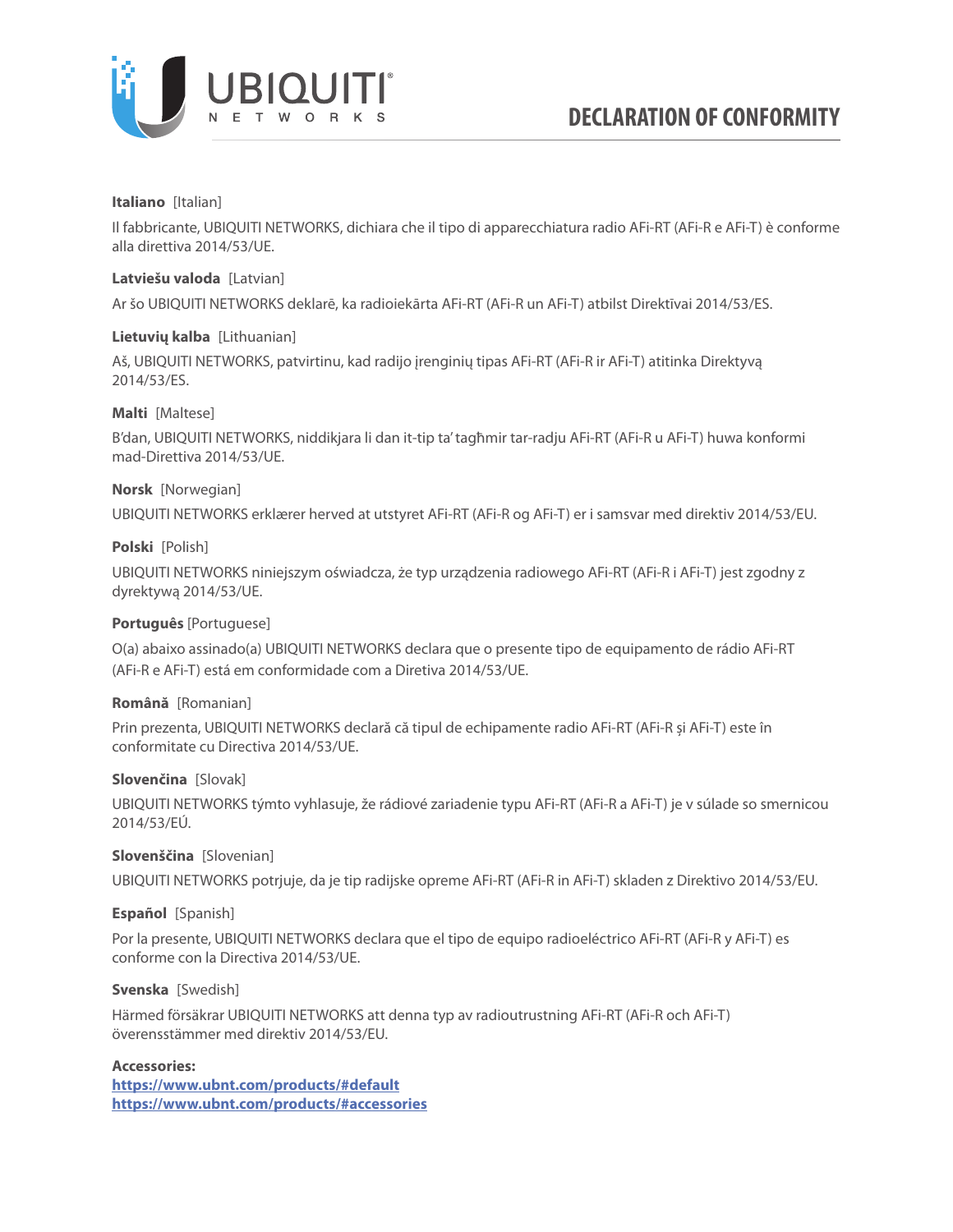# DECLARATION OF CONFORMITY

**Italiano** [Italian]

Il fabbricante, UBIQUITI NETWORKS, dichiara che il tipo di apparecchiatura radio AFi-RT (AFi-R e AFi-T) è conforme alla direttiva 2014/53/UE.

**Latviešu valoda** [Latvian]

Ar šo UBIQUITI NETWORKS deklarē, ka radioiekārta AFi-RT (AFi-R un AFi-T) atbilst Direktīvai 2014/53/ES.

**Lietuvių kalba** [Lithuanian]

Aš, UBIQUITI NETWORKS, patvirtinu, kad radijo įrenginių tipas AFi-RT (AFi-R ir AFi-T) atitinka Direktyvą 2014/53/ES.

**Malti** [Maltese]

B'dan, UBIQUITI NETWORKS, niddikjara li dan it-tip ta' tagħmir tar-radju AFi-RT (AFi-R u AFi-T) huwa konformi mad-Direttiva 2014/53/UE.

**Norsk** [Norwegian]

UBIQUITI NETWORKS erklærer herved at utstyret AFi-RT (AFi-R og AFi-T) er i samsvar med direktiv 2014/53/EU.

**Polski** [Polish]

UBIQUITI NETWORKS niniejszym oświadcza, że typ urządzenia radiowego AFi-RT (AFi-R i AFi-T) jest zgodny z dyrektywą 2014/53/UE.

**Português** [Portuguese]

O(a) abaixo assinado(a) UBIQUITI NETWORKS declara que o presente tipo de equipamento de rádio AFi-RT (AFi-R e AFi-T) está em conformidade com a Diretiva 2014/53/UE.

**Română** [Romanian]

Prin prezenta, UBIQUITI NETWORKS declară că tipul de echipamente radio AFi-RT (AFi-R și AFi-T) este în conformitate cu Directiva 2014/53/UE.

**Slovenčina** [Slovak]

UBIQUITI NETWORKS týmto vyhlasuje, že rádiové zariadenie typu AFi-RT (AFi-R a AFi-T) je v súlade so smernicou 2014/53/EÚ.

**Slovenščina** [Slovenian]

UBIQUITI NETWORKS potrjuje, da je tip radijske opreme AFi-RT (AFi-R in AFi-T) skladen z Direktivo 2014/53/EU.

**Español** [Spanish]

Por la presente, UBIQUITI NETWORKS declara que el tipo de equipo radioeléctrico AFi-RT (AFi-R y AFi-T) es conforme con la Directiva 2014/53/UE.

**Svenska** [Swedish]

Härmed försäkrar UBIQUITI NETWORKS att denna typ av radioutrustning AFi-RT (AFi-R och AFi-T) överensstämmer med direktiv 2014/53/EU.

**Accessories:**
**https://www.ubnt.com/products/#default**
**https://www.ubnt.com/products/#accessories**